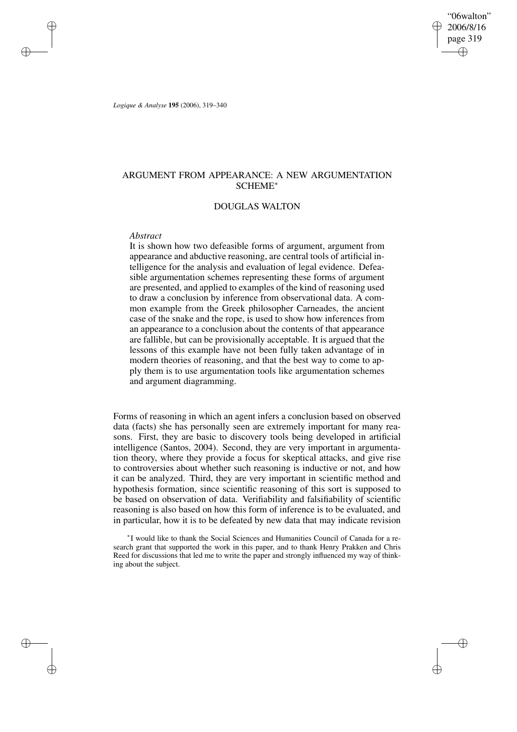# ARGUMENT FROM APPEARANCE: A NEW ARGUMENTATION SCHEME*

## DOUGLAS WALTON

*Abstract*

It is shown how two defeasible forms of argument, argument from appearance and abductive reasoning, are central tools of artificial intelligence for the analysis and evaluation of legal evidence. Defeasible argumentation schemes representing these forms of argument are presented, and applied to examples of the kind of reasoning used to draw a conclusion by inference from observational data. A common example from the Greek philosopher Carneades, the ancient case of the snake and the rope, is used to show how inferences from an appearance to a conclusion about the contents of that appearance are fallible, but can be provisionally acceptable. It is argued that the lessons of this example have not been fully taken advantage of in modern theories of reasoning, and that the best way to come to apply them is to use argumentation tools like argumentation schemes and argument diagramming.

Forms of reasoning in which an agent infers a conclusion based on observed data (facts) she has personally seen are extremely important for many reasons. First, they are basic to discovery tools being developed in artificial intelligence (Santos, 2004). Second, they are very important in argumentation theory, where they provide a focus for skeptical attacks, and give rise to controversies about whether such reasoning is inductive or not, and how it can be analyzed. Third, they are very important in scientific method and hypothesis formation, since scientific reasoning of this sort is supposed to be based on observation of data. Verifiability and falsifiability of scientific reasoning is also based on how this form of inference is to be evaluated, and in particular, how it is to be defeated by new data that may indicate revision

*I would like to thank the Social Sciences and Humanities Council of Canada for a research grant that supported the work in this paper, and to thank Henry Prakken and Chris Reed for discussions that led me to write the paper and strongly influenced my way of thinking about the subject.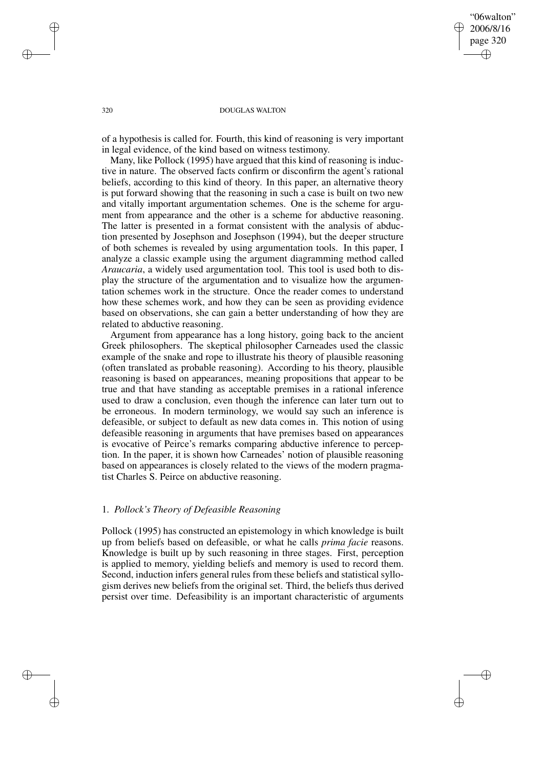of a hypothesis is called for. Fourth, this kind of reasoning is very important in legal evidence, of the kind based on witness testimony.

Many, like Pollock (1995) have argued that this kind of reasoning is inductive in nature. The observed facts confirm or disconfirm the agent's rational beliefs, according to this kind of theory. In this paper, an alternative theory is put forward showing that the reasoning in such a case is built on two new and vitally important argumentation schemes. One is the scheme for argument from appearance and the other is a scheme for abductive reasoning. The latter is presented in a format consistent with the analysis of abduction presented by Josephson and Josephson (1994), but the deeper structure of both schemes is revealed by using argumentation tools. In this paper, I analyze a classic example using the argument diagramming method called *Araucaria*, a widely used argumentation tool. This tool is used both to display the structure of the argumentation and to visualize how the argumentation schemes work in the structure. Once the reader comes to understand how these schemes work, and how they can be seen as providing evidence based on observations, she can gain a better understanding of how they are related to abductive reasoning.

Argument from appearance has a long history, going back to the ancient Greek philosophers. The skeptical philosopher Carneades used the classic example of the snake and rope to illustrate his theory of plausible reasoning (often translated as probable reasoning). According to his theory, plausible reasoning is based on appearances, meaning propositions that appear to be true and that have standing as acceptable premises in a rational inference used to draw a conclusion, even though the inference can later turn out to be erroneous. In modern terminology, we would say such an inference is defeasible, or subject to default as new data comes in. This notion of using defeasible reasoning in arguments that have premises based on appearances is evocative of Peirce's remarks comparing abductive inference to perception. In the paper, it is shown how Carneades' notion of plausible reasoning based on appearances is closely related to the views of the modern pragmatist Charles S. Peirce on abductive reasoning.

## 1. *Pollock's Theory of Defeasible Reasoning*

Pollock (1995) has constructed an epistemology in which knowledge is built up from beliefs based on defeasible, or what he calls *prima facie* reasons. Knowledge is built up by such reasoning in three stages. First, perception is applied to memory, yielding beliefs and memory is used to record them. Second, induction infers general rules from these beliefs and statistical syllogism derives new beliefs from the original set. Third, the beliefs thus derived persist over time. Defeasibility is an important characteristic of arguments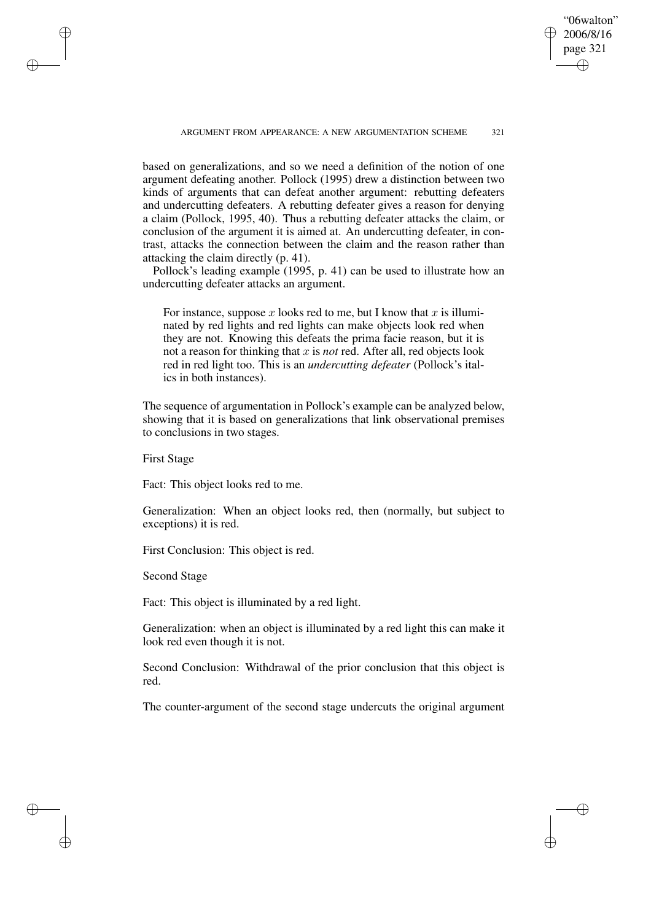based on generalizations, and so we need a definition of the notion of one argument defeating another. Pollock (1995) drew a distinction between two kinds of arguments that can defeat another argument: rebutting defeaters and undercutting defeaters. A rebutting defeater gives a reason for denying a claim (Pollock, 1995, 40). Thus a rebutting defeater attacks the claim, or conclusion of the argument it is aimed at. An undercutting defeater, in contrast, attacks the connection between the claim and the reason rather than attacking the claim directly (p. 41).

Pollock's leading example (1995, p. 41) can be used to illustrate how an undercutting defeater attacks an argument.

> For instance, suppose $x$ looks red to me, but I know that $x$ is illuminated by red lights and red lights can make objects look red when they are not. Knowing this defeats the prima facie reason, but it is not a reason for thinking that $x$ is *not* red. After all, red objects look red in red light too. This is an *undercutting defeater* (Pollock's italics in both instances).

The sequence of argumentation in Pollock's example can be analyzed below, showing that it is based on generalizations that link observational premises to conclusions in two stages.

First Stage

Fact: This object looks red to me.

Generalization: When an object looks red, then (normally, but subject to exceptions) it is red.

First Conclusion: This object is red.

Second Stage

Fact: This object is illuminated by a red light.

Generalization: when an object is illuminated by a red light this can make it look red even though it is not.

Second Conclusion: Withdrawal of the prior conclusion that this object is red.

The counter-argument of the second stage undercuts the original argument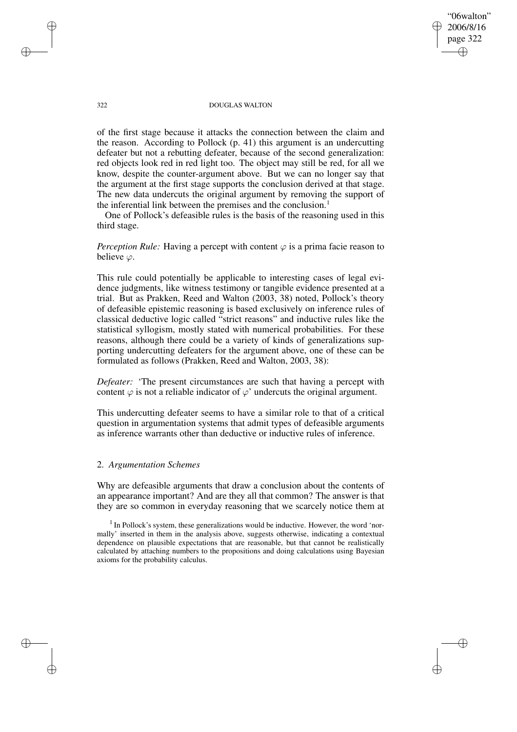of the first stage because it attacks the connection between the claim and the reason. According to Pollock (p. 41) this argument is an undercutting defeater but not a rebutting defeater, because of the second generalization: red objects look red in red light too. The object may still be red, for all we know, despite the counter-argument above. But we can no longer say that the argument at the first stage supports the conclusion derived at that stage. The new data undercuts the original argument by removing the support of the inferential link between the premises and the conclusion.[1]

One of Pollock's defeasible rules is the basis of the reasoning used in this third stage.

*Perception Rule:* Having a percept with content $\varphi$ is a prima facie reason to believe $\varphi$.

This rule could potentially be applicable to interesting cases of legal evidence judgments, like witness testimony or tangible evidence presented at a trial. But as Prakken, Reed and Walton (2003, 38) noted, Pollock's theory of defeasible epistemic reasoning is based exclusively on inference rules of classical deductive logic called "strict reasons" and inductive rules like the statistical syllogism, mostly stated with numerical probabilities. For these reasons, although there could be a variety of kinds of generalizations supporting undercutting defeaters for the argument above, one of these can be formulated as follows (Prakken, Reed and Walton, 2003, 38):

*Defeater:* 'The present circumstances are such that having a percept with content $\varphi$ is not a reliable indicator of $\varphi$' undercuts the original argument.

This undercutting defeater seems to have a similar role to that of a critical question in argumentation systems that admit types of defeasible arguments as inference warrants other than deductive or inductive rules of inference.

## 2. *Argumentation Schemes*

Why are defeasible arguments that draw a conclusion about the contents of an appearance important? And are they all that common? The answer is that they are so common in everyday reasoning that we scarcely notice them at

[1] In Pollock's system, these generalizations would be inductive. However, the word 'normally' inserted in them in the analysis above, suggests otherwise, indicating a contextual dependence on plausible expectations that are reasonable, but that cannot be realistically calculated by attaching numbers to the propositions and doing calculations using Bayesian axioms for the probability calculus.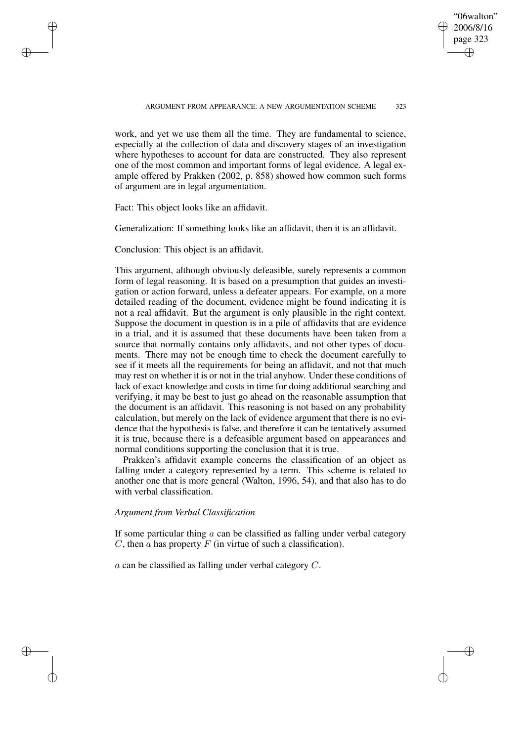work, and yet we use them all the time. They are fundamental to science, especially at the collection of data and discovery stages of an investigation where hypotheses to account for data are constructed. They also represent one of the most common and important forms of legal evidence. A legal example offered by Prakken (2002, p. 858) showed how common such forms of argument are in legal argumentation.

Fact: This object looks like an affidavit.

Generalization: If something looks like an affidavit, then it is an affidavit.

Conclusion: This object is an affidavit.

This argument, although obviously defeasible, surely represents a common form of legal reasoning. It is based on a presumption that guides an investigation or action forward, unless a defeater appears. For example, on a more detailed reading of the document, evidence might be found indicating it is not a real affidavit. But the argument is only plausible in the right context. Suppose the document in question is in a pile of affidavits that are evidence in a trial, and it is assumed that these documents have been taken from a source that normally contains only affidavits, and not other types of documents. There may not be enough time to check the document carefully to see if it meets all the requirements for being an affidavit, and not that much may rest on whether it is or not in the trial anyhow. Under these conditions of lack of exact knowledge and costs in time for doing additional searching and verifying, it may be best to just go ahead on the reasonable assumption that the document is an affidavit. This reasoning is not based on any probability calculation, but merely on the lack of evidence argument that there is no evidence that the hypothesis is false, and therefore it can be tentatively assumed it is true, because there is a defeasible argument based on appearances and normal conditions supporting the conclusion that it is true.

Prakken's affidavit example concerns the classification of an object as falling under a category represented by a term. This scheme is related to another one that is more general (Walton, 1996, 54), and that also has to do with verbal classification.

*Argument from Verbal Classification*

If some particular thing $a$ can be classified as falling under verbal category $C$, then $a$ has property $F$ (in virtue of such a classification).

$a$ can be classified as falling under verbal category $C$.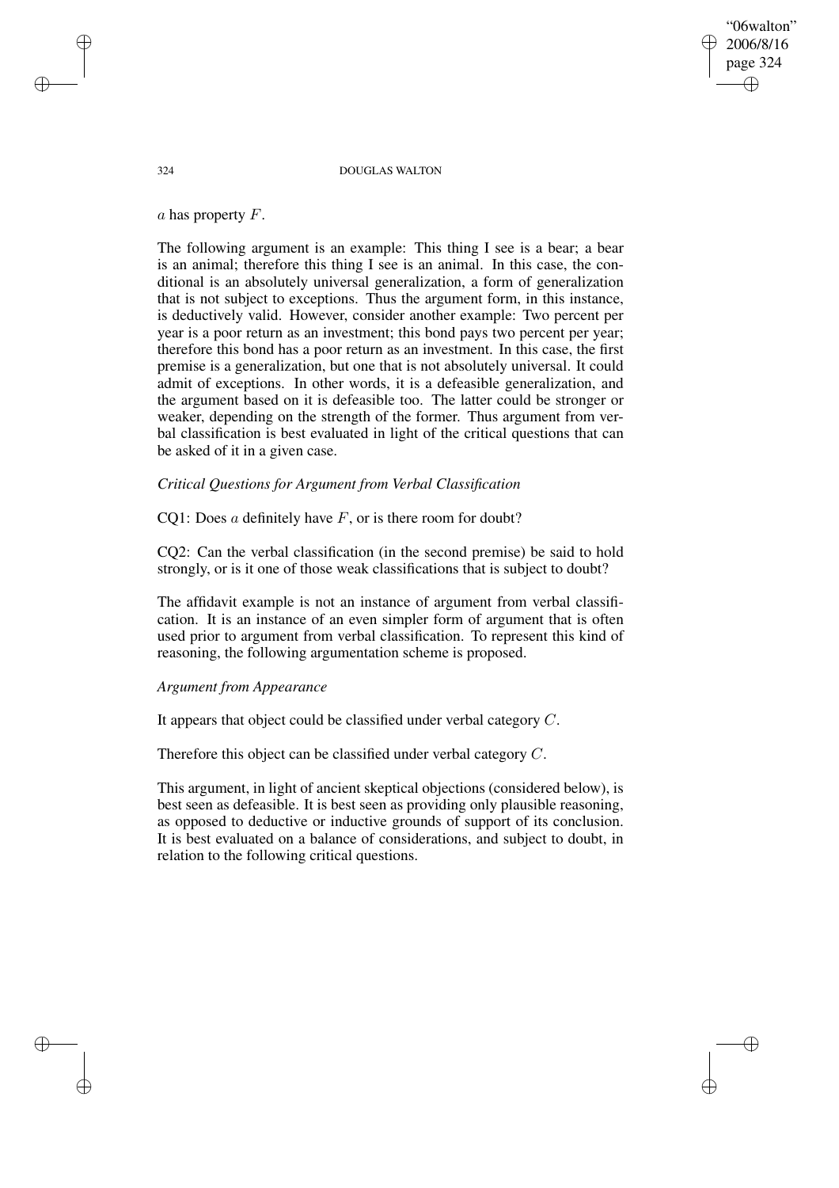$a$ has property $F$.

The following argument is an example: This thing I see is a bear; a bear is an animal; therefore this thing I see is an animal. In this case, the conditional is an absolutely universal generalization, a form of generalization that is not subject to exceptions. Thus the argument form, in this instance, is deductively valid. However, consider another example: Two percent per year is a poor return as an investment; this bond pays two percent per year; therefore this bond has a poor return as an investment. In this case, the first premise is a generalization, but one that is not absolutely universal. It could admit of exceptions. In other words, it is a defeasible generalization, and the argument based on it is defeasible too. The latter could be stronger or weaker, depending on the strength of the former. Thus argument from verbal classification is best evaluated in light of the critical questions that can be asked of it in a given case.

*Critical Questions for Argument from Verbal Classification*

CQ1: Does $a$ definitely have $F$, or is there room for doubt?

CQ2: Can the verbal classification (in the second premise) be said to hold strongly, or is it one of those weak classifications that is subject to doubt?

The affidavit example is not an instance of argument from verbal classification. It is an instance of an even simpler form of argument that is often used prior to argument from verbal classification. To represent this kind of reasoning, the following argumentation scheme is proposed.

*Argument from Appearance*

It appears that object could be classified under verbal category $C$.

Therefore this object can be classified under verbal category $C$.

This argument, in light of ancient skeptical objections (considered below), is best seen as defeasible. It is best seen as providing only plausible reasoning, as opposed to deductive or inductive grounds of support of its conclusion. It is best evaluated on a balance of considerations, and subject to doubt, in relation to the following critical questions.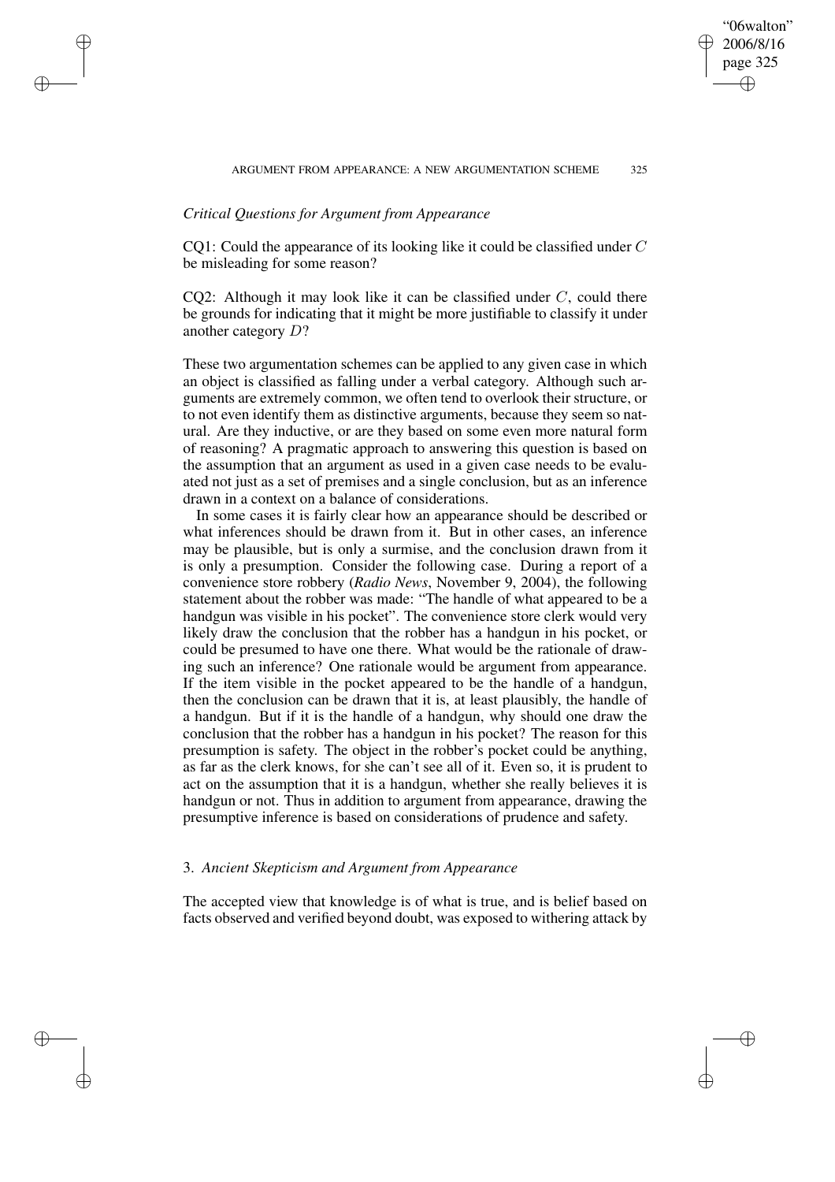*Critical Questions for Argument from Appearance*

CQ1: Could the appearance of its looking like it could be classified under $C$ be misleading for some reason?

CQ2: Although it may look like it can be classified under $C$, could there be grounds for indicating that it might be more justifiable to classify it under another category $D$?

These two argumentation schemes can be applied to any given case in which an object is classified as falling under a verbal category. Although such arguments are extremely common, we often tend to overlook their structure, or to not even identify them as distinctive arguments, because they seem so natural. Are they inductive, or are they based on some even more natural form of reasoning? A pragmatic approach to answering this question is based on the assumption that an argument as used in a given case needs to be evaluated not just as a set of premises and a single conclusion, but as an inference drawn in a context on a balance of considerations.

In some cases it is fairly clear how an appearance should be described or what inferences should be drawn from it. But in other cases, an inference may be plausible, but is only a surmise, and the conclusion drawn from it is only a presumption. Consider the following case. During a report of a convenience store robbery (*Radio News*, November 9, 2004), the following statement about the robber was made: "The handle of what appeared to be a handgun was visible in his pocket". The convenience store clerk would very likely draw the conclusion that the robber has a handgun in his pocket, or could be presumed to have one there. What would be the rationale of drawing such an inference? One rationale would be argument from appearance. If the item visible in the pocket appeared to be the handle of a handgun, then the conclusion can be drawn that it is, at least plausibly, the handle of a handgun. But if it is the handle of a handgun, why should one draw the conclusion that the robber has a handgun in his pocket? The reason for this presumption is safety. The object in the robber's pocket could be anything, as far as the clerk knows, for she can't see all of it. Even so, it is prudent to act on the assumption that it is a handgun, whether she really believes it is handgun or not. Thus in addition to argument from appearance, drawing the presumptive inference is based on considerations of prudence and safety.

## 3. *Ancient Skepticism and Argument from Appearance*

The accepted view that knowledge is of what is true, and is belief based on facts observed and verified beyond doubt, was exposed to withering attack by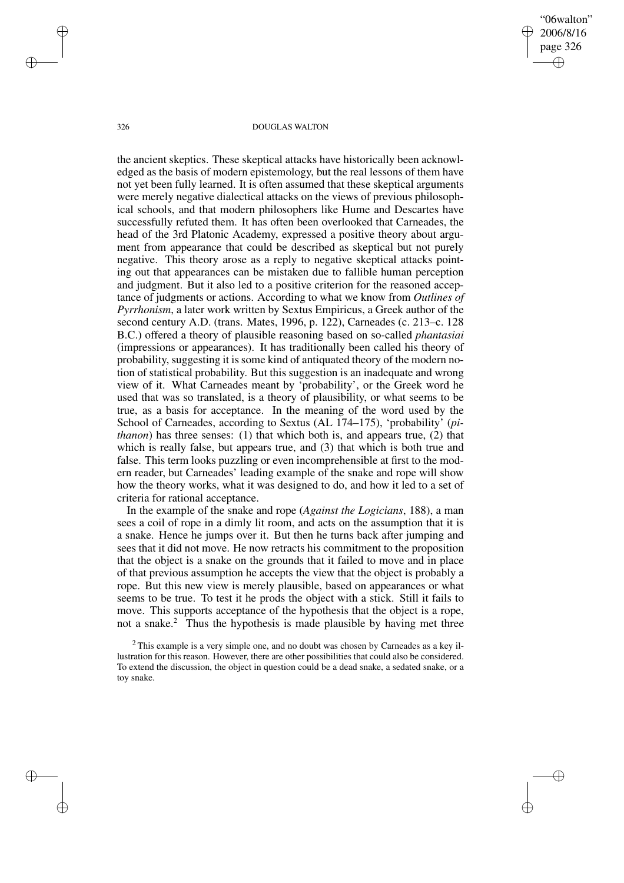the ancient skeptics. These skeptical attacks have historically been acknowledged as the basis of modern epistemology, but the real lessons of them have not yet been fully learned. It is often assumed that these skeptical arguments were merely negative dialectical attacks on the views of previous philosophical schools, and that modern philosophers like Hume and Descartes have successfully refuted them. It has often been overlooked that Carneades, the head of the 3rd Platonic Academy, expressed a positive theory about argument from appearance that could be described as skeptical but not purely negative. This theory arose as a reply to negative skeptical attacks pointing out that appearances can be mistaken due to fallible human perception and judgment. But it also led to a positive criterion for the reasoned acceptance of judgments or actions. According to what we know from *Outlines of Pyrrhonism*, a later work written by Sextus Empiricus, a Greek author of the second century A.D. (trans. Mates, 1996, p. 122), Carneades (c. 213–c. 128 B.C.) offered a theory of plausible reasoning based on so-called *phantasiai* (impressions or appearances). It has traditionally been called his theory of probability, suggesting it is some kind of antiquated theory of the modern notion of statistical probability. But this suggestion is an inadequate and wrong view of it. What Carneades meant by 'probability', or the Greek word he used that was so translated, is a theory of plausibility, or what seems to be true, as a basis for acceptance. In the meaning of the word used by the School of Carneades, according to Sextus (AL 174–175), 'probability' (*pithanon*) has three senses: (1) that which both is, and appears true, (2) that which is really false, but appears true, and (3) that which is both true and false. This term looks puzzling or even incomprehensible at first to the modern reader, but Carneades' leading example of the snake and rope will show how the theory works, what it was designed to do, and how it led to a set of criteria for rational acceptance.

In the example of the snake and rope (*Against the Logicians*, 188), a man sees a coil of rope in a dimly lit room, and acts on the assumption that it is a snake. Hence he jumps over it. But then he turns back after jumping and sees that it did not move. He now retracts his commitment to the proposition that the object is a snake on the grounds that it failed to move and in place of that previous assumption he accepts the view that the object is probably a rope. But this new view is merely plausible, based on appearances or what seems to be true. To test it he prods the object with a stick. Still it fails to move. This supports acceptance of the hypothesis that the object is a rope, not a snake.[2] Thus the hypothesis is made plausible by having met three

[2] This example is a very simple one, and no doubt was chosen by Carneades as a key illustration for this reason. However, there are other possibilities that could also be considered. To extend the discussion, the object in question could be a dead snake, a sedated snake, or a toy snake.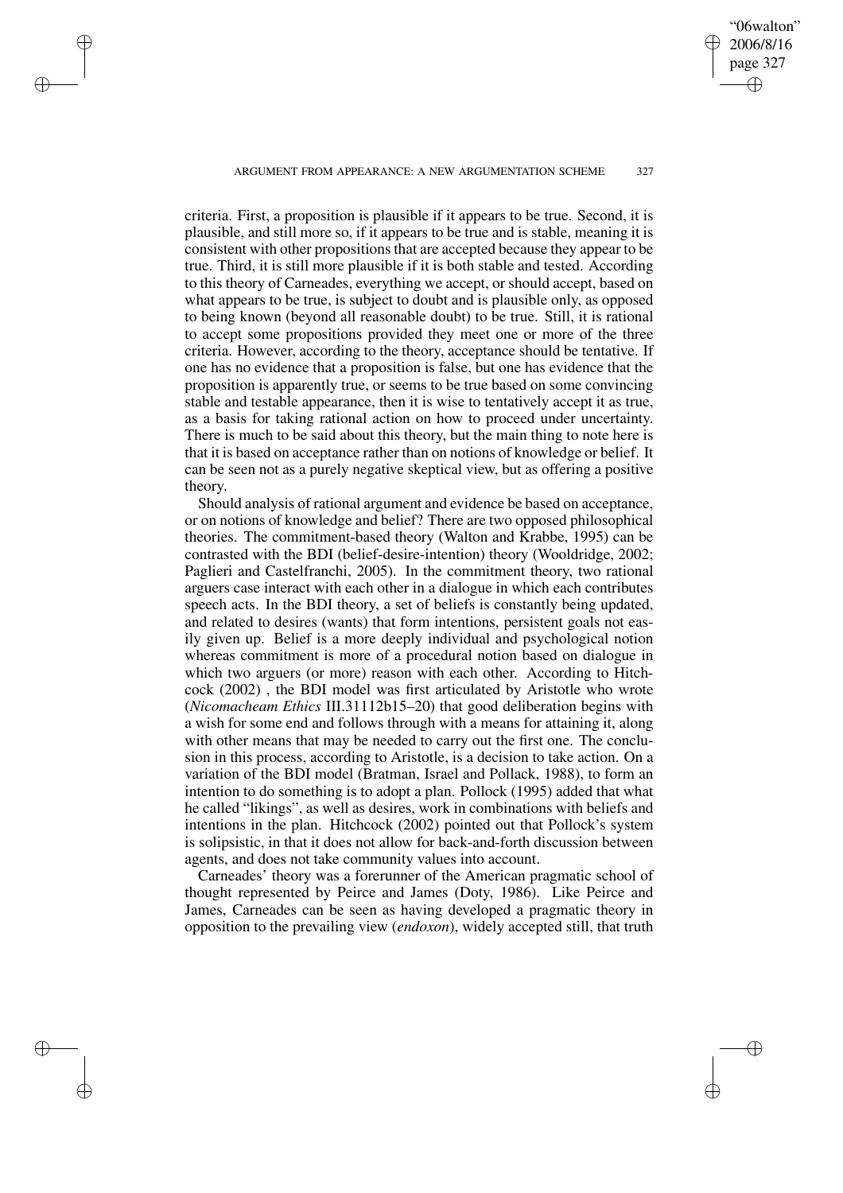criteria. First, a proposition is plausible if it appears to be true. Second, it is plausible, and still more so, if it appears to be true and is stable, meaning it is consistent with other propositions that are accepted because they appear to be true. Third, it is still more plausible if it is both stable and tested. According to this theory of Carneades, everything we accept, or should accept, based on what appears to be true, is subject to doubt and is plausible only, as opposed to being known (beyond all reasonable doubt) to be true. Still, it is rational to accept some propositions provided they meet one or more of the three criteria. However, according to the theory, acceptance should be tentative. If one has no evidence that a proposition is false, but one has evidence that the proposition is apparently true, or seems to be true based on some convincing stable and testable appearance, then it is wise to tentatively accept it as true, as a basis for taking rational action on how to proceed under uncertainty. There is much to be said about this theory, but the main thing to note here is that it is based on acceptance rather than on notions of knowledge or belief. It can be seen not as a purely negative skeptical view, but as offering a positive theory.

Should analysis of rational argument and evidence be based on acceptance, or on notions of knowledge and belief? There are two opposed philosophical theories. The commitment-based theory (Walton and Krabbe, 1995) can be contrasted with the BDI (belief-desire-intention) theory (Wooldridge, 2002; Paglieri and Castelfranchi, 2005). In the commitment theory, two rational arguers case interact with each other in a dialogue in which each contributes speech acts. In the BDI theory, a set of beliefs is constantly being updated, and related to desires (wants) that form intentions, persistent goals not easily given up. Belief is a more deeply individual and psychological notion whereas commitment is more of a procedural notion based on dialogue in which two arguers (or more) reason with each other. According to Hitchcock (2002) , the BDI model was first articulated by Aristotle who wrote (*Nicomacheam Ethics* III.31112b15–20) that good deliberation begins with a wish for some end and follows through with a means for attaining it, along with other means that may be needed to carry out the first one. The conclusion in this process, according to Aristotle, is a decision to take action. On a variation of the BDI model (Bratman, Israel and Pollack, 1988), to form an intention to do something is to adopt a plan. Pollock (1995) added that what he called "likings", as well as desires, work in combinations with beliefs and intentions in the plan. Hitchcock (2002) pointed out that Pollock's system is solipsistic, in that it does not allow for back-and-forth discussion between agents, and does not take community values into account.

Carneades' theory was a forerunner of the American pragmatic school of thought represented by Peirce and James (Doty, 1986). Like Peirce and James, Carneades can be seen as having developed a pragmatic theory in opposition to the prevailing view (*endoxon*), widely accepted still, that truth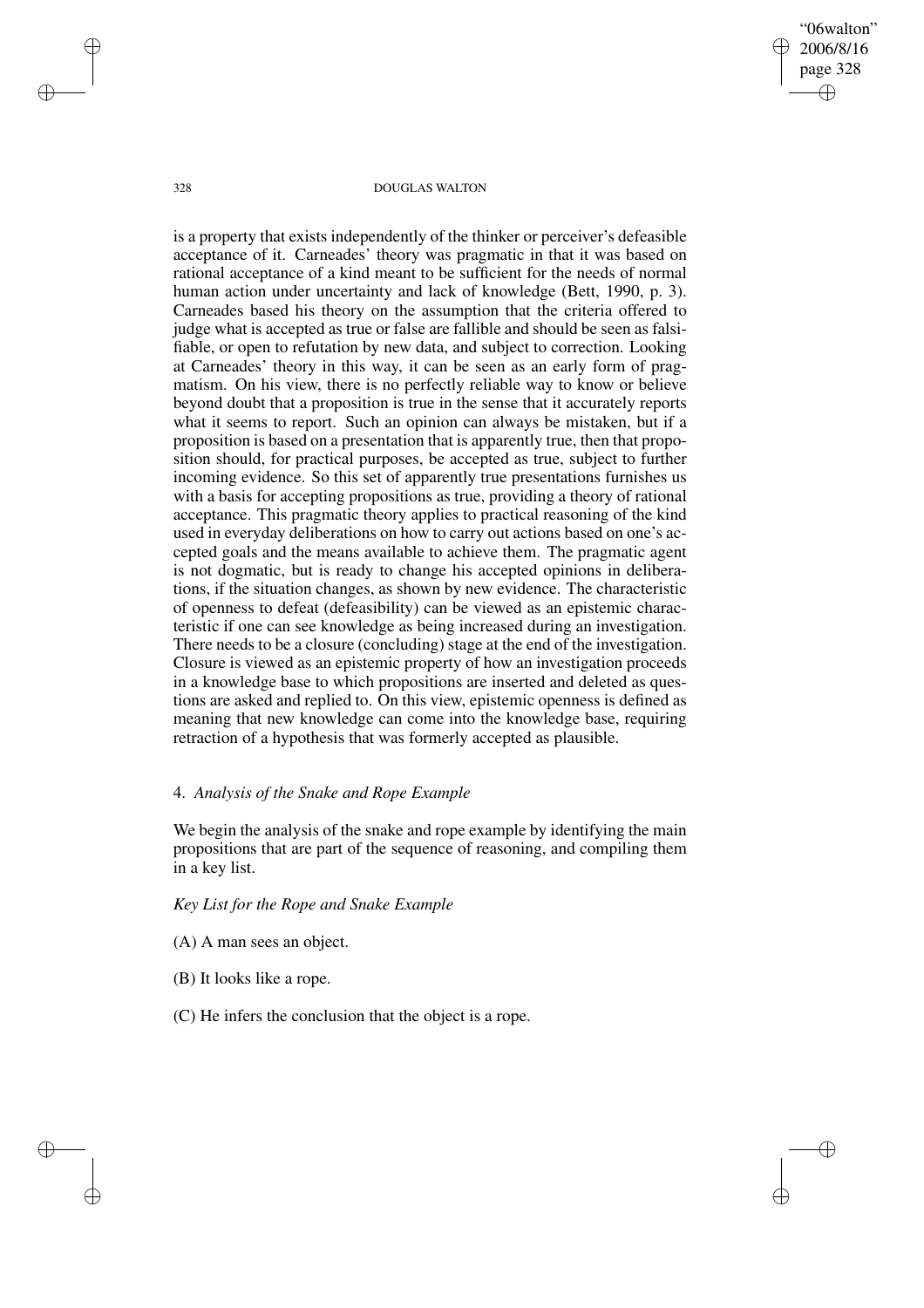is a property that exists independently of the thinker or perceiver's defeasible acceptance of it. Carneades' theory was pragmatic in that it was based on rational acceptance of a kind meant to be sufficient for the needs of normal human action under uncertainty and lack of knowledge (Bett, 1990, p. 3). Carneades based his theory on the assumption that the criteria offered to judge what is accepted as true or false are fallible and should be seen as falsifiable, or open to refutation by new data, and subject to correction. Looking at Carneades' theory in this way, it can be seen as an early form of pragmatism. On his view, there is no perfectly reliable way to know or believe beyond doubt that a proposition is true in the sense that it accurately reports what it seems to report. Such an opinion can always be mistaken, but if a proposition is based on a presentation that is apparently true, then that proposition should, for practical purposes, be accepted as true, subject to further incoming evidence. So this set of apparently true presentations furnishes us with a basis for accepting propositions as true, providing a theory of rational acceptance. This pragmatic theory applies to practical reasoning of the kind used in everyday deliberations on how to carry out actions based on one's accepted goals and the means available to achieve them. The pragmatic agent is not dogmatic, but is ready to change his accepted opinions in deliberations, if the situation changes, as shown by new evidence. The characteristic of openness to defeat (defeasibility) can be viewed as an epistemic characteristic if one can see knowledge as being increased during an investigation. There needs to be a closure (concluding) stage at the end of the investigation. Closure is viewed as an epistemic property of how an investigation proceeds in a knowledge base to which propositions are inserted and deleted as questions are asked and replied to. On this view, epistemic openness is defined as meaning that new knowledge can come into the knowledge base, requiring retraction of a hypothesis that was formerly accepted as plausible.

## 4. *Analysis of the Snake and Rope Example*

We begin the analysis of the snake and rope example by identifying the main propositions that are part of the sequence of reasoning, and compiling them in a key list.

*Key List for the Rope and Snake Example*

(A) A man sees an object.

(B) It looks like a rope.

(C) He infers the conclusion that the object is a rope.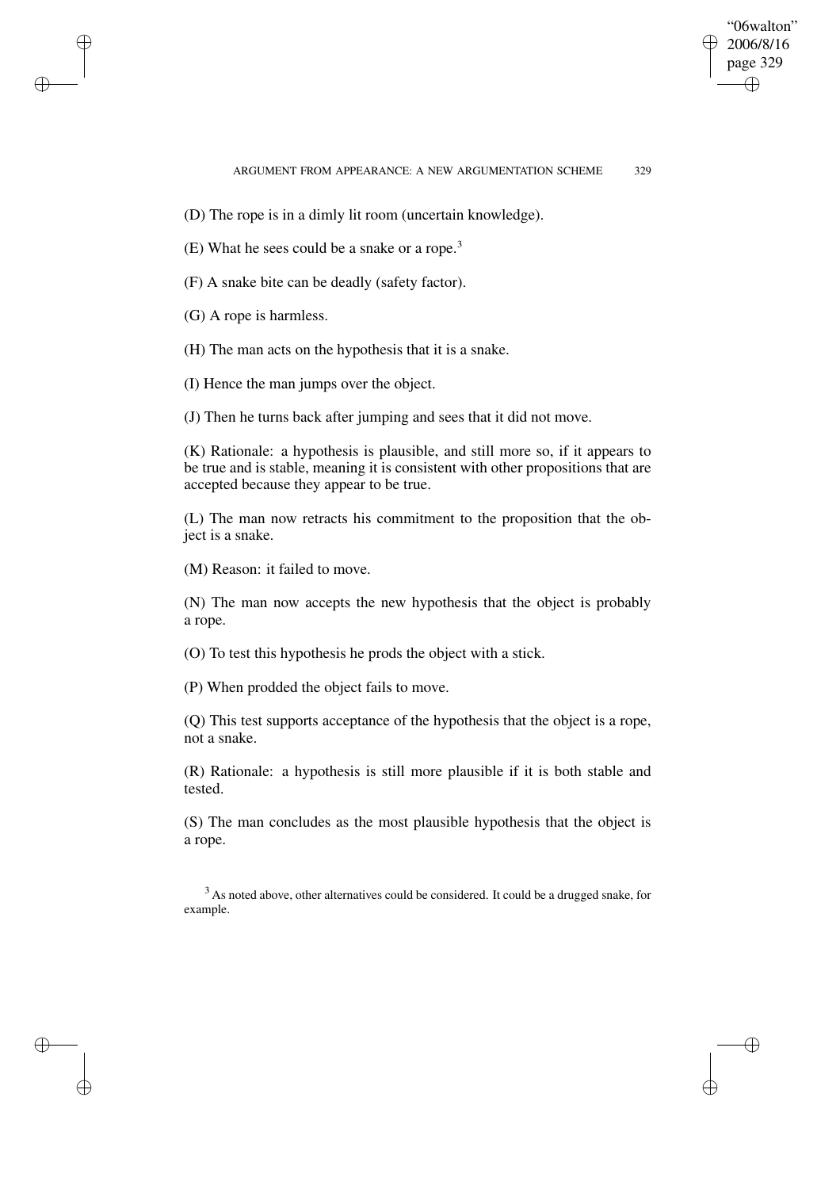(D) The rope is in a dimly lit room (uncertain knowledge).

(E) What he sees could be a snake or a rope.[3]

(F) A snake bite can be deadly (safety factor).

(G) A rope is harmless.

(H) The man acts on the hypothesis that it is a snake.

(I) Hence the man jumps over the object.

(J) Then he turns back after jumping and sees that it did not move.

(K) Rationale: a hypothesis is plausible, and still more so, if it appears to be true and is stable, meaning it is consistent with other propositions that are accepted because they appear to be true.

(L) The man now retracts his commitment to the proposition that the object is a snake.

(M) Reason: it failed to move.

(N) The man now accepts the new hypothesis that the object is probably a rope.

(O) To test this hypothesis he prods the object with a stick.

(P) When prodded the object fails to move.

(Q) This test supports acceptance of the hypothesis that the object is a rope, not a snake.

(R) Rationale: a hypothesis is still more plausible if it is both stable and tested.

(S) The man concludes as the most plausible hypothesis that the object is a rope.

[3] As noted above, other alternatives could be considered. It could be a drugged snake, for example.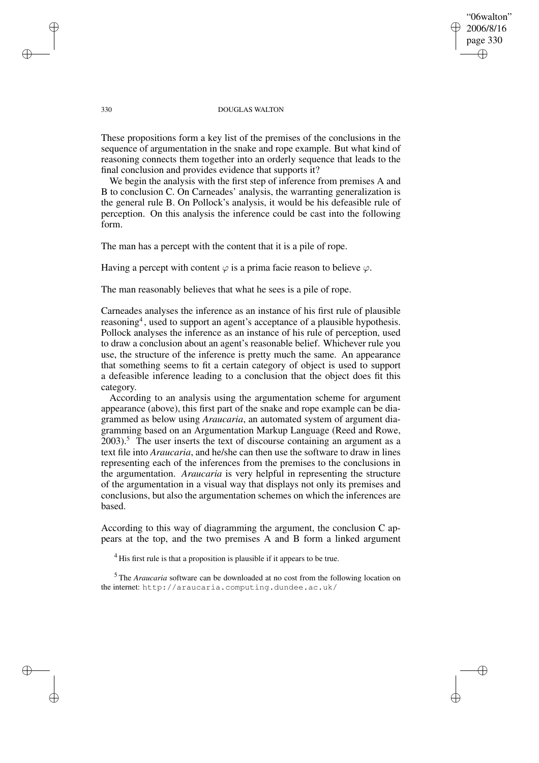These propositions form a key list of the premises of the conclusions in the sequence of argumentation in the snake and rope example. But what kind of reasoning connects them together into an orderly sequence that leads to the final conclusion and provides evidence that supports it?

We begin the analysis with the first step of inference from premises A and B to conclusion C. On Carneades' analysis, the warranting generalization is the general rule B. On Pollock's analysis, it would be his defeasible rule of perception. On this analysis the inference could be cast into the following form.

The man has a percept with the content that it is a pile of rope.

Having a percept with content $\varphi$ is a prima facie reason to believe $\varphi$.

The man reasonably believes that what he sees is a pile of rope.

Carneades analyses the inference as an instance of his first rule of plausible reasoning[4], used to support an agent's acceptance of a plausible hypothesis. Pollock analyses the inference as an instance of his rule of perception, used to draw a conclusion about an agent's reasonable belief. Whichever rule you use, the structure of the inference is pretty much the same. An appearance that something seems to fit a certain category of object is used to support a defeasible inference leading to a conclusion that the object does fit this category.

According to an analysis using the argumentation scheme for argument appearance (above), this first part of the snake and rope example can be diagrammed as below using *Araucaria*, an automated system of argument diagramming based on an Argumentation Markup Language (Reed and Rowe, 2003).[5] The user inserts the text of discourse containing an argument as a text file into *Araucaria*, and he/she can then use the software to draw in lines representing each of the inferences from the premises to the conclusions in the argumentation. *Araucaria* is very helpful in representing the structure of the argumentation in a visual way that displays not only its premises and conclusions, but also the argumentation schemes on which the inferences are based.

According to this way of diagramming the argument, the conclusion C appears at the top, and the two premises A and B form a linked argument

[4] His first rule is that a proposition is plausible if it appears to be true.

[5] The *Araucaria* software can be downloaded at no cost from the following location on the internet: `http://araucaria.computing.dundee.ac.uk/`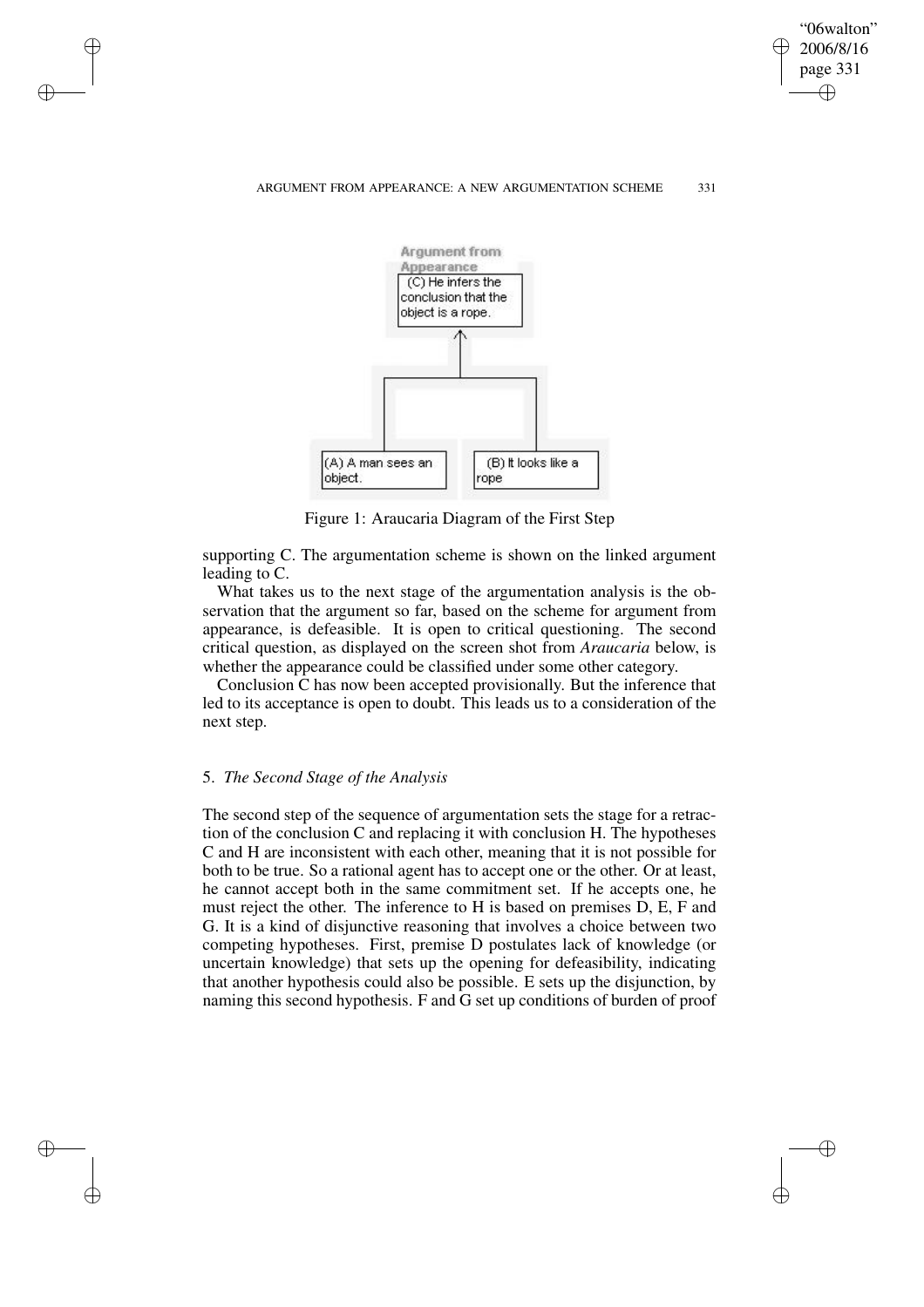Figure 1: Araucaria Diagram of the First Step

supporting C. The argumentation scheme is shown on the linked argument leading to C.

What takes us to the next stage of the argumentation analysis is the observation that the argument so far, based on the scheme for argument from appearance, is defeasible. It is open to critical questioning. The second critical question, as displayed on the screen shot from *Araucaria* below, is whether the appearance could be classified under some other category.

Conclusion C has now been accepted provisionally. But the inference that led to its acceptance is open to doubt. This leads us to a consideration of the next step.

## 5. *The Second Stage of the Analysis*

The second step of the sequence of argumentation sets the stage for a retraction of the conclusion C and replacing it with conclusion H. The hypotheses C and H are inconsistent with each other, meaning that it is not possible for both to be true. So a rational agent has to accept one or the other. Or at least, he cannot accept both in the same commitment set. If he accepts one, he must reject the other. The inference to H is based on premises D, E, F and G. It is a kind of disjunctive reasoning that involves a choice between two competing hypotheses. First, premise D postulates lack of knowledge (or uncertain knowledge) that sets up the opening for defeasibility, indicating that another hypothesis could also be possible. E sets up the disjunction, by naming this second hypothesis. F and G set up conditions of burden of proof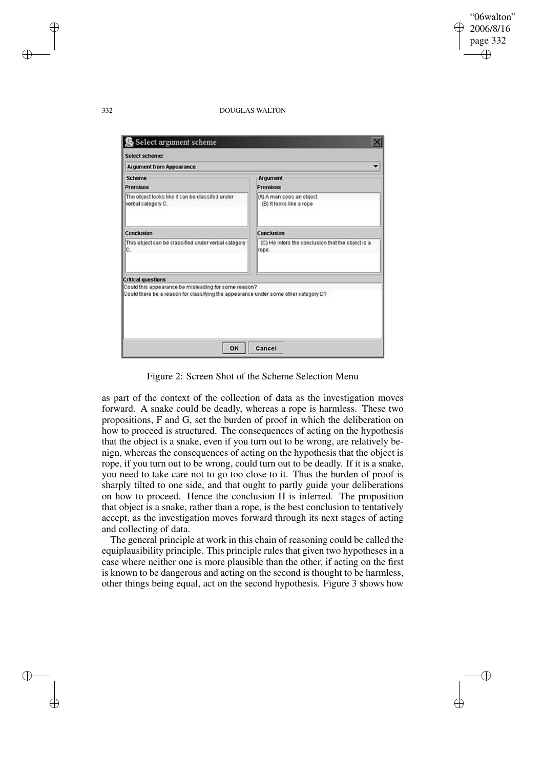Figure 2: Screen Shot of the Scheme Selection Menu

as part of the context of the collection of data as the investigation moves forward. A snake could be deadly, whereas a rope is harmless. These two propositions, F and G, set the burden of proof in which the deliberation on how to proceed is structured. The consequences of acting on the hypothesis that the object is a snake, even if you turn out to be wrong, are relatively benign, whereas the consequences of acting on the hypothesis that the object is rope, if you turn out to be wrong, could turn out to be deadly. If it is a snake, you need to take care not to go too close to it. Thus the burden of proof is sharply tilted to one side, and that ought to partly guide your deliberations on how to proceed. Hence the conclusion H is inferred. The proposition that object is a snake, rather than a rope, is the best conclusion to tentatively accept, as the investigation moves forward through its next stages of acting and collecting of data.

The general principle at work in this chain of reasoning could be called the equiplausibility principle. This principle rules that given two hypotheses in a case where neither one is more plausible than the other, if acting on the first is known to be dangerous and acting on the second is thought to be harmless, other things being equal, act on the second hypothesis. Figure 3 shows how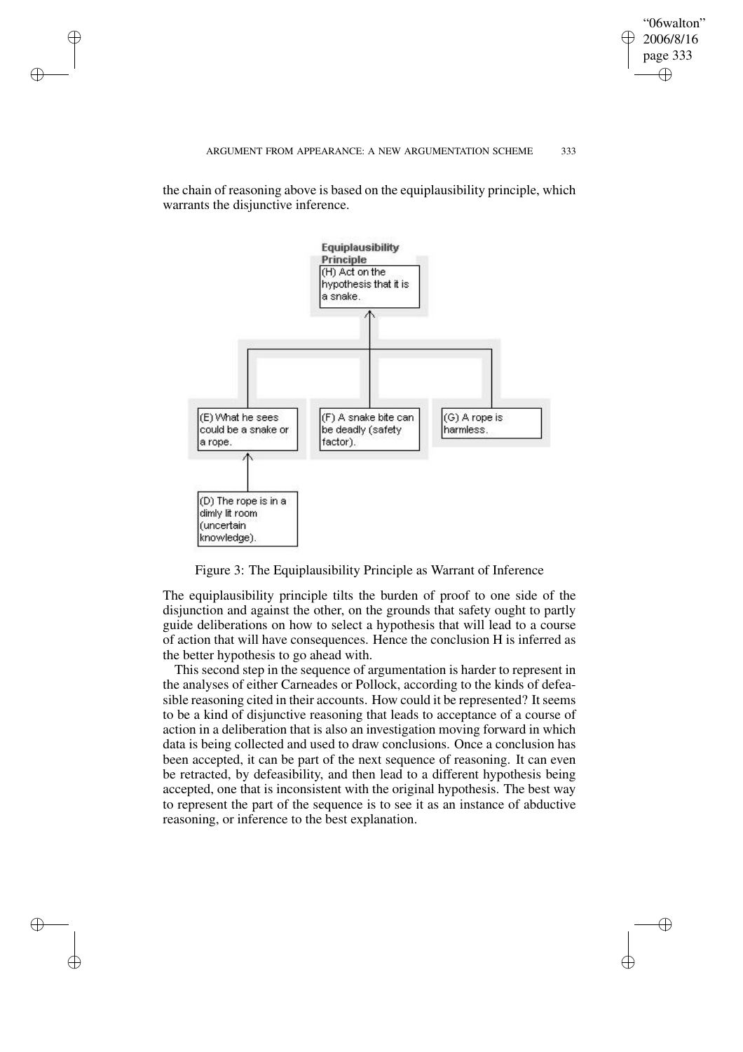the chain of reasoning above is based on the equiplausibility principle, which warrants the disjunctive inference.

**Equiplausibility Principle**

(H) Act on the hypothesis that it is a snake.

(E) What he sees could be a snake or a rope.

(F) A snake bite can be deadly (safety factor).

(G) A rope is harmless.

(D) The rope is in a dimly lit room (uncertain knowledge).

Figure 3: The Equiplausibility Principle as Warrant of Inference

The equiplausibility principle tilts the burden of proof to one side of the disjunction and against the other, on the grounds that safety ought to partly guide deliberations on how to select a hypothesis that will lead to a course of action that will have consequences. Hence the conclusion H is inferred as the better hypothesis to go ahead with.

This second step in the sequence of argumentation is harder to represent in the analyses of either Carneades or Pollock, according to the kinds of defeasible reasoning cited in their accounts. How could it be represented? It seems to be a kind of disjunctive reasoning that leads to acceptance of a course of action in a deliberation that is also an investigation moving forward in which data is being collected and used to draw conclusions. Once a conclusion has been accepted, it can be part of the next sequence of reasoning. It can even be retracted, by defeasibility, and then lead to a different hypothesis being accepted, one that is inconsistent with the original hypothesis. The best way to represent the part of the sequence is to see it as an instance of abductive reasoning, or inference to the best explanation.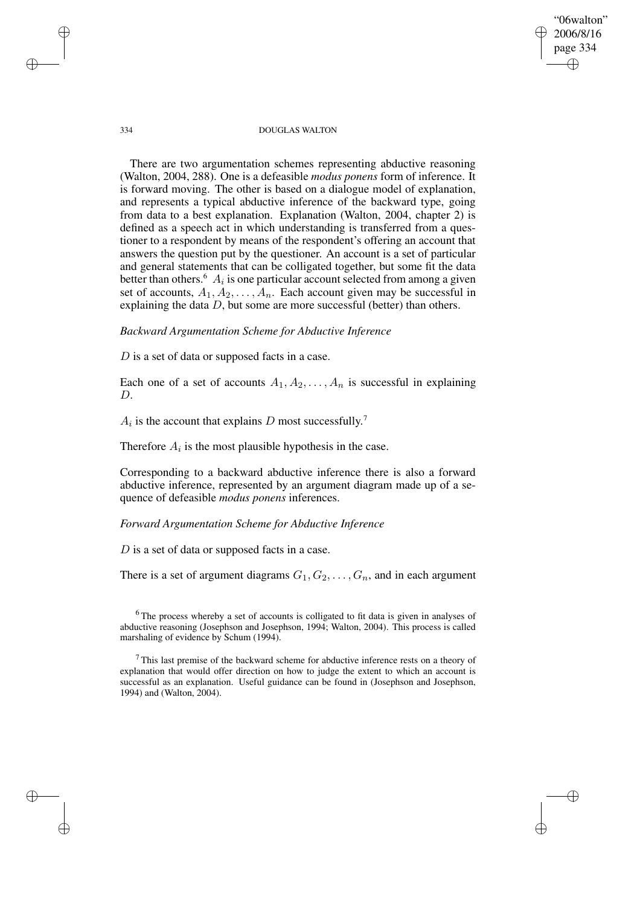There are two argumentation schemes representing abductive reasoning (Walton, 2004, 288). One is a defeasible *modus ponens* form of inference. It is forward moving. The other is based on a dialogue model of explanation, and represents a typical abductive inference of the backward type, going from data to a best explanation. Explanation (Walton, 2004, chapter 2) is defined as a speech act in which understanding is transferred from a questioner to a respondent by means of the respondent's offering an account that answers the question put by the questioner. An account is a set of particular and general statements that can be colligated together, but some fit the data better than others.[6] $A_i$ is one particular account selected from among a given set of accounts, $A_1, A_2, \ldots, A_n$. Each account given may be successful in explaining the data $D$, but some are more successful (better) than others.

*Backward Argumentation Scheme for Abductive Inference*

$D$ is a set of data or supposed facts in a case.

Each one of a set of accounts $A_1, A_2, \ldots, A_n$ is successful in explaining $D$.

$A_i$ is the account that explains $D$ most successfully.[7]

Therefore $A_i$ is the most plausible hypothesis in the case.

Corresponding to a backward abductive inference there is also a forward abductive inference, represented by an argument diagram made up of a sequence of defeasible *modus ponens* inferences.

*Forward Argumentation Scheme for Abductive Inference*

$D$ is a set of data or supposed facts in a case.

There is a set of argument diagrams $G_1, G_2, \ldots, G_n$, and in each argument

---

[6] The process whereby a set of accounts is colligated to fit data is given in analyses of abductive reasoning (Josephson and Josephson, 1994; Walton, 2004). This process is called marshaling of evidence by Schum (1994).

[7] This last premise of the backward scheme for abductive inference rests on a theory of explanation that would offer direction on how to judge the extent to which an account is successful as an explanation. Useful guidance can be found in (Josephson and Josephson, 1994) and (Walton, 2004).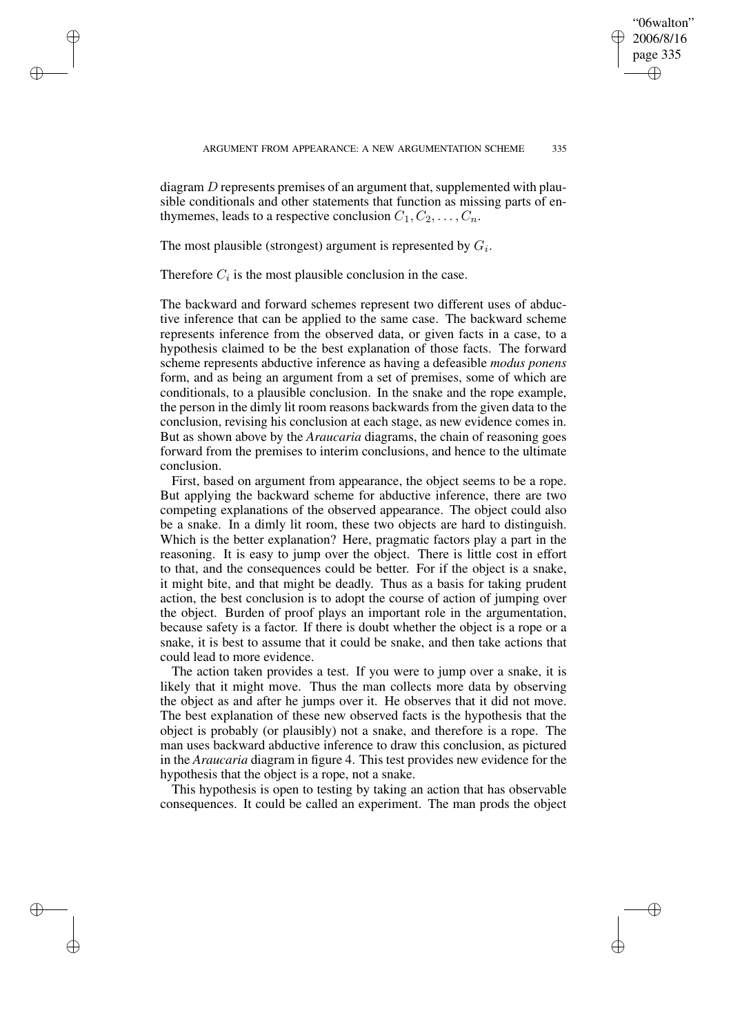diagram $D$ represents premises of an argument that, supplemented with plausible conditionals and other statements that function as missing parts of enthymemes, leads to a respective conclusion $C_1, C_2, \ldots, C_n$.

The most plausible (strongest) argument is represented by $G_i$.

Therefore $C_i$ is the most plausible conclusion in the case.

The backward and forward schemes represent two different uses of abductive inference that can be applied to the same case. The backward scheme represents inference from the observed data, or given facts in a case, to a hypothesis claimed to be the best explanation of those facts. The forward scheme represents abductive inference as having a defeasible *modus ponens* form, and as being an argument from a set of premises, some of which are conditionals, to a plausible conclusion. In the snake and the rope example, the person in the dimly lit room reasons backwards from the given data to the conclusion, revising his conclusion at each stage, as new evidence comes in. But as shown above by the *Araucaria* diagrams, the chain of reasoning goes forward from the premises to interim conclusions, and hence to the ultimate conclusion.

First, based on argument from appearance, the object seems to be a rope. But applying the backward scheme for abductive inference, there are two competing explanations of the observed appearance. The object could also be a snake. In a dimly lit room, these two objects are hard to distinguish. Which is the better explanation? Here, pragmatic factors play a part in the reasoning. It is easy to jump over the object. There is little cost in effort to that, and the consequences could be better. For if the object is a snake, it might bite, and that might be deadly. Thus as a basis for taking prudent action, the best conclusion is to adopt the course of action of jumping over the object. Burden of proof plays an important role in the argumentation, because safety is a factor. If there is doubt whether the object is a rope or a snake, it is best to assume that it could be snake, and then take actions that could lead to more evidence.

The action taken provides a test. If you were to jump over a snake, it is likely that it might move. Thus the man collects more data by observing the object as and after he jumps over it. He observes that it did not move. The best explanation of these new observed facts is the hypothesis that the object is probably (or plausibly) not a snake, and therefore is a rope. The man uses backward abductive inference to draw this conclusion, as pictured in the *Araucaria* diagram in figure 4. This test provides new evidence for the hypothesis that the object is a rope, not a snake.

This hypothesis is open to testing by taking an action that has observable consequences. It could be called an experiment. The man prods the object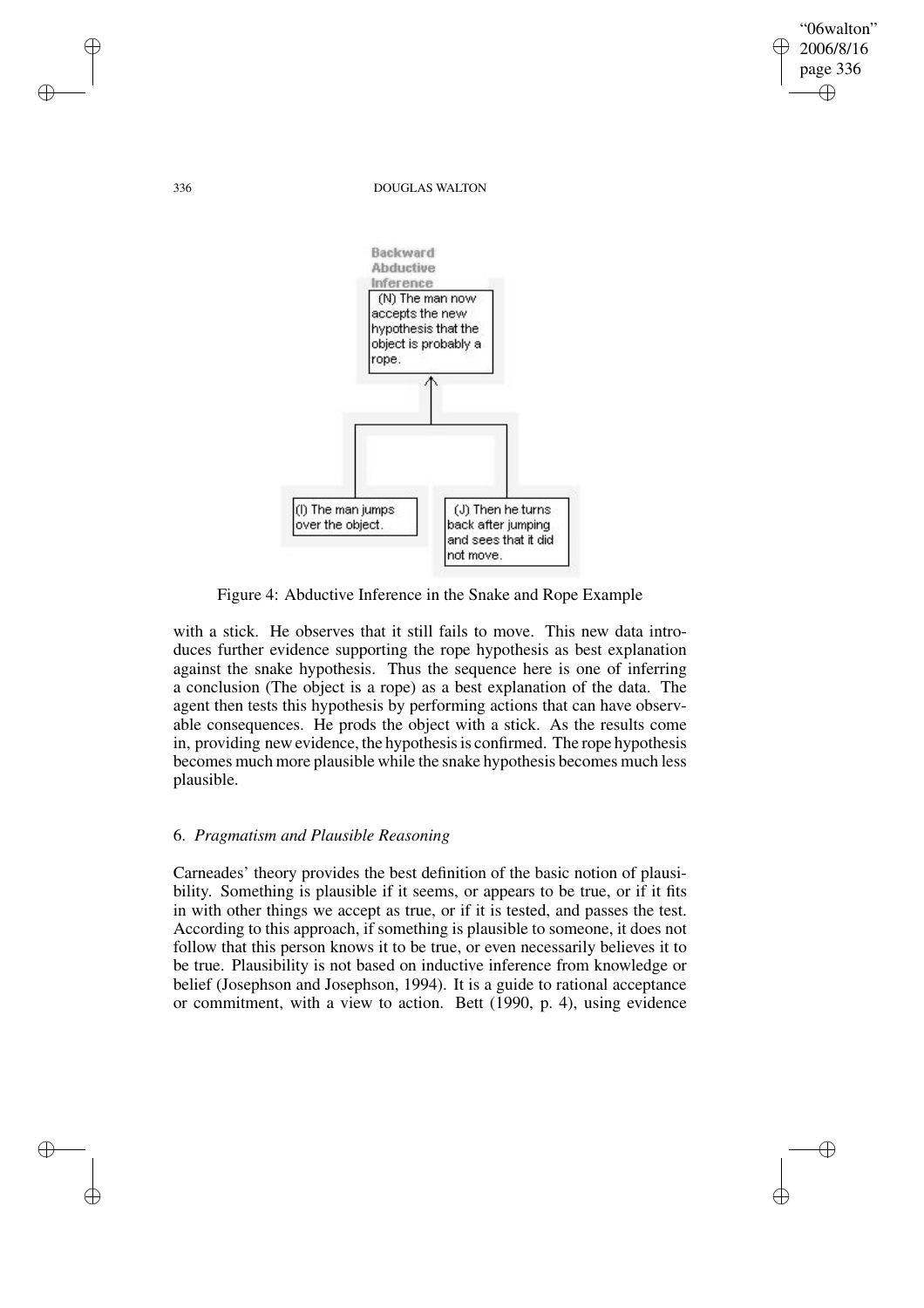Backward Abductive Inference

(N) The man now accepts the new hypothesis that the object is probably a rope.

(I) The man jumps over the object.

(J) Then he turns back after jumping and sees that it did not move.

Figure 4: Abductive Inference in the Snake and Rope Example

with a stick. He observes that it still fails to move. This new data introduces further evidence supporting the rope hypothesis as best explanation against the snake hypothesis. Thus the sequence here is one of inferring a conclusion (The object is a rope) as a best explanation of the data. The agent then tests this hypothesis by performing actions that can have observable consequences. He prods the object with a stick. As the results come in, providing new evidence, the hypothesis is confirmed. The rope hypothesis becomes much more plausible while the snake hypothesis becomes much less plausible.

## 6. *Pragmatism and Plausible Reasoning*

Carneades' theory provides the best definition of the basic notion of plausibility. Something is plausible if it seems, or appears to be true, or if it fits in with other things we accept as true, or if it is tested, and passes the test. According to this approach, if something is plausible to someone, it does not follow that this person knows it to be true, or even necessarily believes it to be true. Plausibility is not based on inductive inference from knowledge or belief (Josephson and Josephson, 1994). It is a guide to rational acceptance or commitment, with a view to action. Bett (1990, p. 4), using evidence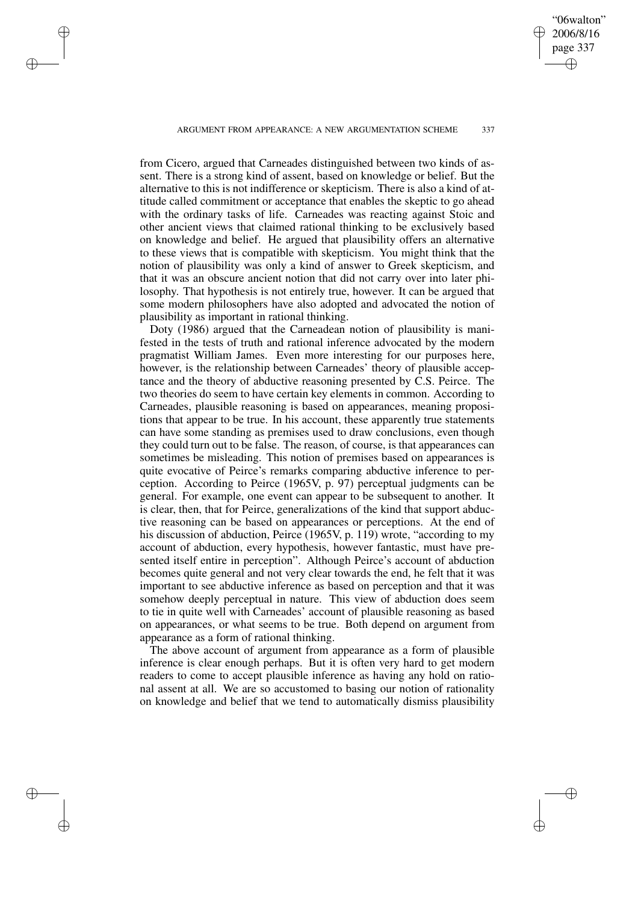from Cicero, argued that Carneades distinguished between two kinds of assent. There is a strong kind of assent, based on knowledge or belief. But the alternative to this is not indifference or skepticism. There is also a kind of attitude called commitment or acceptance that enables the skeptic to go ahead with the ordinary tasks of life. Carneades was reacting against Stoic and other ancient views that claimed rational thinking to be exclusively based on knowledge and belief. He argued that plausibility offers an alternative to these views that is compatible with skepticism. You might think that the notion of plausibility was only a kind of answer to Greek skepticism, and that it was an obscure ancient notion that did not carry over into later philosophy. That hypothesis is not entirely true, however. It can be argued that some modern philosophers have also adopted and advocated the notion of plausibility as important in rational thinking.

Doty (1986) argued that the Carneadean notion of plausibility is manifested in the tests of truth and rational inference advocated by the modern pragmatist William James. Even more interesting for our purposes here, however, is the relationship between Carneades' theory of plausible acceptance and the theory of abductive reasoning presented by C.S. Peirce. The two theories do seem to have certain key elements in common. According to Carneades, plausible reasoning is based on appearances, meaning propositions that appear to be true. In his account, these apparently true statements can have some standing as premises used to draw conclusions, even though they could turn out to be false. The reason, of course, is that appearances can sometimes be misleading. This notion of premises based on appearances is quite evocative of Peirce's remarks comparing abductive inference to perception. According to Peirce (1965V, p. 97) perceptual judgments can be general. For example, one event can appear to be subsequent to another. It is clear, then, that for Peirce, generalizations of the kind that support abductive reasoning can be based on appearances or perceptions. At the end of his discussion of abduction, Peirce (1965V, p. 119) wrote, "according to my account of abduction, every hypothesis, however fantastic, must have presented itself entire in perception". Although Peirce's account of abduction becomes quite general and not very clear towards the end, he felt that it was important to see abductive inference as based on perception and that it was somehow deeply perceptual in nature. This view of abduction does seem to tie in quite well with Carneades' account of plausible reasoning as based on appearances, or what seems to be true. Both depend on argument from appearance as a form of rational thinking.

The above account of argument from appearance as a form of plausible inference is clear enough perhaps. But it is often very hard to get modern readers to come to accept plausible inference as having any hold on rational assent at all. We are so accustomed to basing our notion of rationality on knowledge and belief that we tend to automatically dismiss plausibility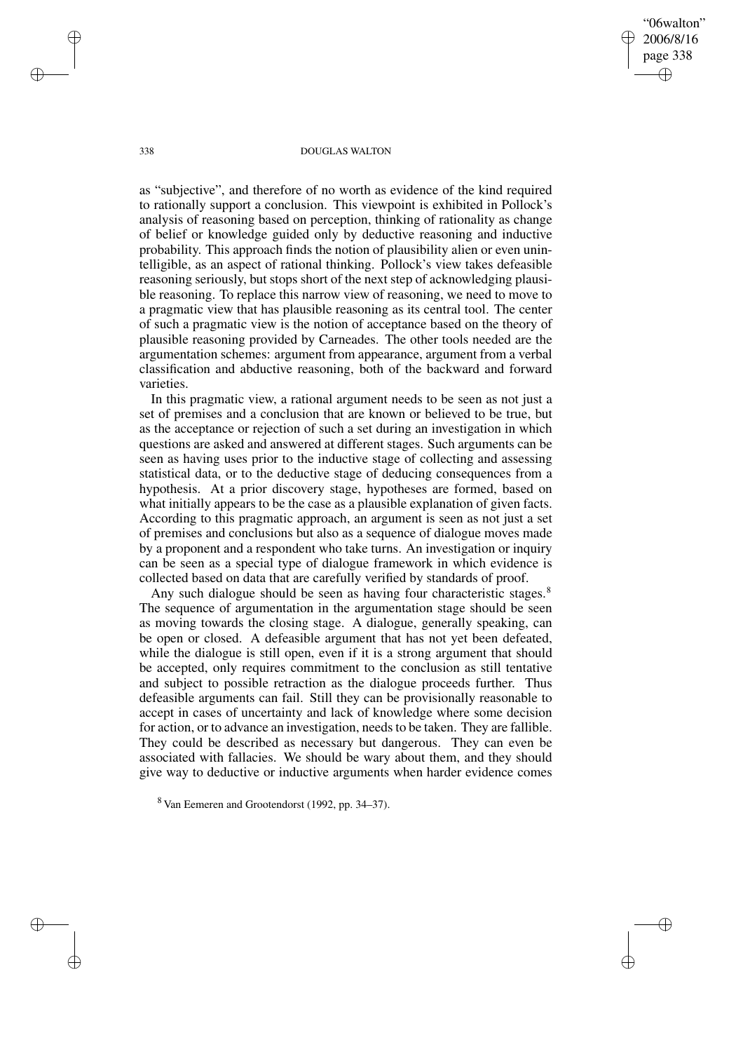as "subjective", and therefore of no worth as evidence of the kind required to rationally support a conclusion. This viewpoint is exhibited in Pollock's analysis of reasoning based on perception, thinking of rationality as change of belief or knowledge guided only by deductive reasoning and inductive probability. This approach finds the notion of plausibility alien or even unintelligible, as an aspect of rational thinking. Pollock's view takes defeasible reasoning seriously, but stops short of the next step of acknowledging plausible reasoning. To replace this narrow view of reasoning, we need to move to a pragmatic view that has plausible reasoning as its central tool. The center of such a pragmatic view is the notion of acceptance based on the theory of plausible reasoning provided by Carneades. The other tools needed are the argumentation schemes: argument from appearance, argument from a verbal classification and abductive reasoning, both of the backward and forward varieties.

In this pragmatic view, a rational argument needs to be seen as not just a set of premises and a conclusion that are known or believed to be true, but as the acceptance or rejection of such a set during an investigation in which questions are asked and answered at different stages. Such arguments can be seen as having uses prior to the inductive stage of collecting and assessing statistical data, or to the deductive stage of deducing consequences from a hypothesis. At a prior discovery stage, hypotheses are formed, based on what initially appears to be the case as a plausible explanation of given facts. According to this pragmatic approach, an argument is seen as not just a set of premises and conclusions but also as a sequence of dialogue moves made by a proponent and a respondent who take turns. An investigation or inquiry can be seen as a special type of dialogue framework in which evidence is collected based on data that are carefully verified by standards of proof.

Any such dialogue should be seen as having four characteristic stages.[8] The sequence of argumentation in the argumentation stage should be seen as moving towards the closing stage. A dialogue, generally speaking, can be open or closed. A defeasible argument that has not yet been defeated, while the dialogue is still open, even if it is a strong argument that should be accepted, only requires commitment to the conclusion as still tentative and subject to possible retraction as the dialogue proceeds further. Thus defeasible arguments can fail. Still they can be provisionally reasonable to accept in cases of uncertainty and lack of knowledge where some decision for action, or to advance an investigation, needs to be taken. They are fallible. They could be described as necessary but dangerous. They can even be associated with fallacies. We should be wary about them, and they should give way to deductive or inductive arguments when harder evidence comes

[8] Van Eemeren and Grootendorst (1992, pp. 34–37).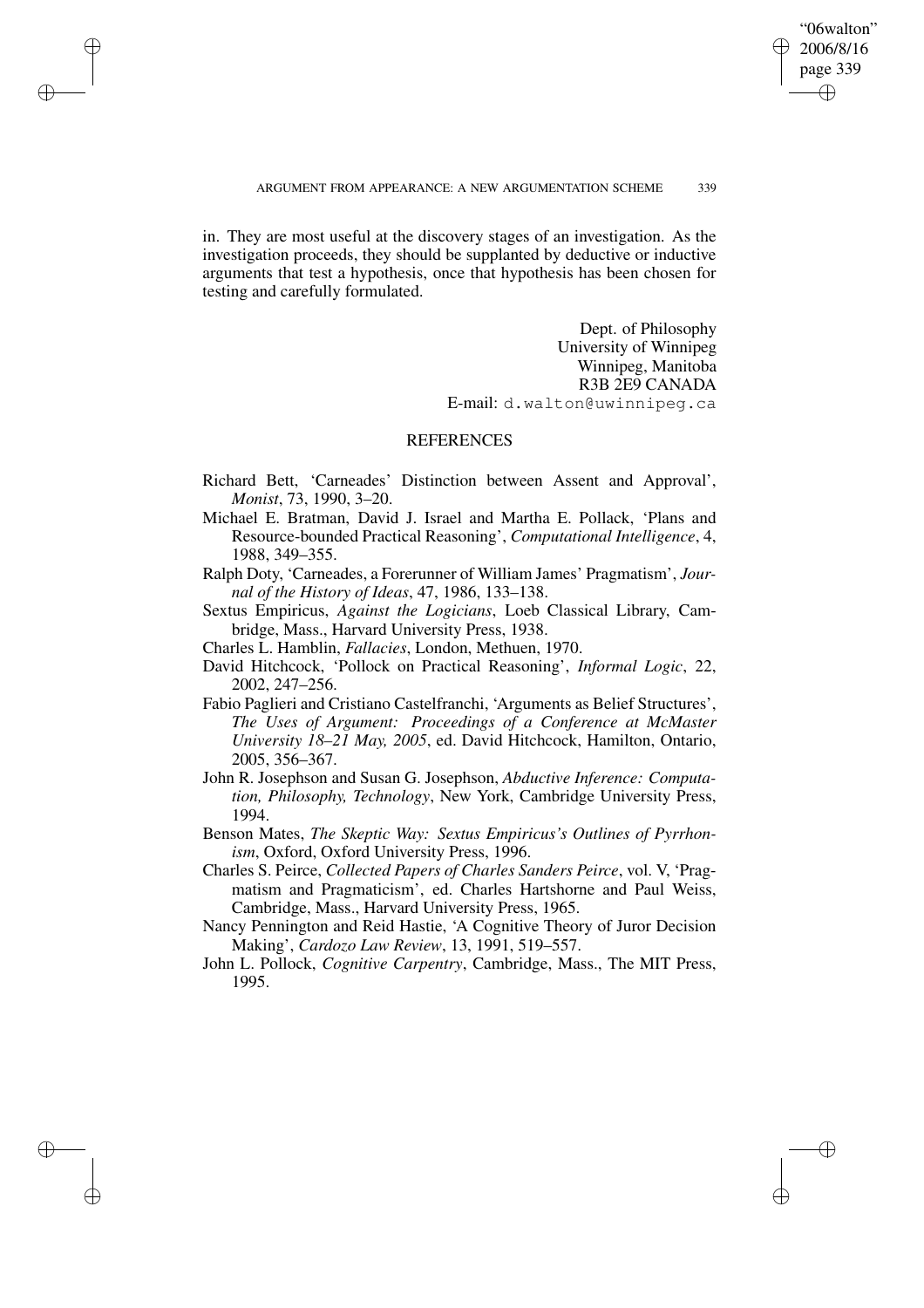in. They are most useful at the discovery stages of an investigation. As the investigation proceeds, they should be supplanted by deductive or inductive arguments that test a hypothesis, once that hypothesis has been chosen for testing and carefully formulated.

Dept. of Philosophy
University of Winnipeg
Winnipeg, Manitoba
R3B 2E9 CANADA
E-mail: d.walton@uwinnipeg.ca

## REFERENCES

Richard Bett, 'Carneades' Distinction between Assent and Approval', *Monist*, 73, 1990, 3–20.

Michael E. Bratman, David J. Israel and Martha E. Pollack, 'Plans and Resource-bounded Practical Reasoning', *Computational Intelligence*, 4, 1988, 349–355.

Ralph Doty, 'Carneades, a Forerunner of William James' Pragmatism', *Journal of the History of Ideas*, 47, 1986, 133–138.

Sextus Empiricus, *Against the Logicians*, Loeb Classical Library, Cambridge, Mass., Harvard University Press, 1938.

Charles L. Hamblin, *Fallacies*, London, Methuen, 1970.

David Hitchcock, 'Pollock on Practical Reasoning', *Informal Logic*, 22, 2002, 247–256.

Fabio Paglieri and Cristiano Castelfranchi, 'Arguments as Belief Structures', *The Uses of Argument: Proceedings of a Conference at McMaster University 18–21 May, 2005*, ed. David Hitchcock, Hamilton, Ontario, 2005, 356–367.

John R. Josephson and Susan G. Josephson, *Abductive Inference: Computation, Philosophy, Technology*, New York, Cambridge University Press, 1994.

Benson Mates, *The Skeptic Way: Sextus Empiricus's Outlines of Pyrrhonism*, Oxford, Oxford University Press, 1996.

Charles S. Peirce, *Collected Papers of Charles Sanders Peirce*, vol. V, 'Pragmatism and Pragmaticism', ed. Charles Hartshorne and Paul Weiss, Cambridge, Mass., Harvard University Press, 1965.

Nancy Pennington and Reid Hastie, 'A Cognitive Theory of Juror Decision Making', *Cardozo Law Review*, 13, 1991, 519–557.

John L. Pollock, *Cognitive Carpentry*, Cambridge, Mass., The MIT Press, 1995.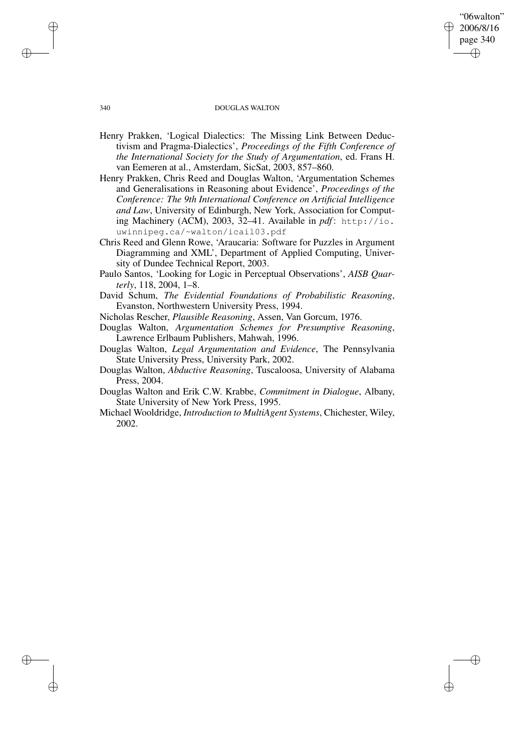Henry Prakken, 'Logical Dialectics: The Missing Link Between Deductivism and Pragma-Dialectics', *Proceedings of the Fifth Conference of the International Society for the Study of Argumentation*, ed. Frans H. van Eemeren at al., Amsterdam, SicSat, 2003, 857–860.

Henry Prakken, Chris Reed and Douglas Walton, 'Argumentation Schemes and Generalisations in Reasoning about Evidence', *Proceedings of the Conference: The 9th International Conference on Artificial Intelligence and Law*, University of Edinburgh, New York, Association for Computing Machinery (ACM), 2003, 32–41. Available in *pdf*: http://io.uwinnipeg.ca/~walton/icail03.pdf

Chris Reed and Glenn Rowe, 'Araucaria: Software for Puzzles in Argument Diagramming and XML', Department of Applied Computing, University of Dundee Technical Report, 2003.

Paulo Santos, 'Looking for Logic in Perceptual Observations', *AISB Quarterly*, 118, 2004, 1–8.

David Schum, *The Evidential Foundations of Probabilistic Reasoning*, Evanston, Northwestern University Press, 1994.

Nicholas Rescher, *Plausible Reasoning*, Assen, Van Gorcum, 1976.

Douglas Walton, *Argumentation Schemes for Presumptive Reasoning*, Lawrence Erlbaum Publishers, Mahwah, 1996.

Douglas Walton, *Legal Argumentation and Evidence*, The Pennsylvania State University Press, University Park, 2002.

Douglas Walton, *Abductive Reasoning*, Tuscaloosa, University of Alabama Press, 2004.

Douglas Walton and Erik C.W. Krabbe, *Commitment in Dialogue*, Albany, State University of New York Press, 1995.

Michael Wooldridge, *Introduction to MultiAgent Systems*, Chichester, Wiley, 2002.